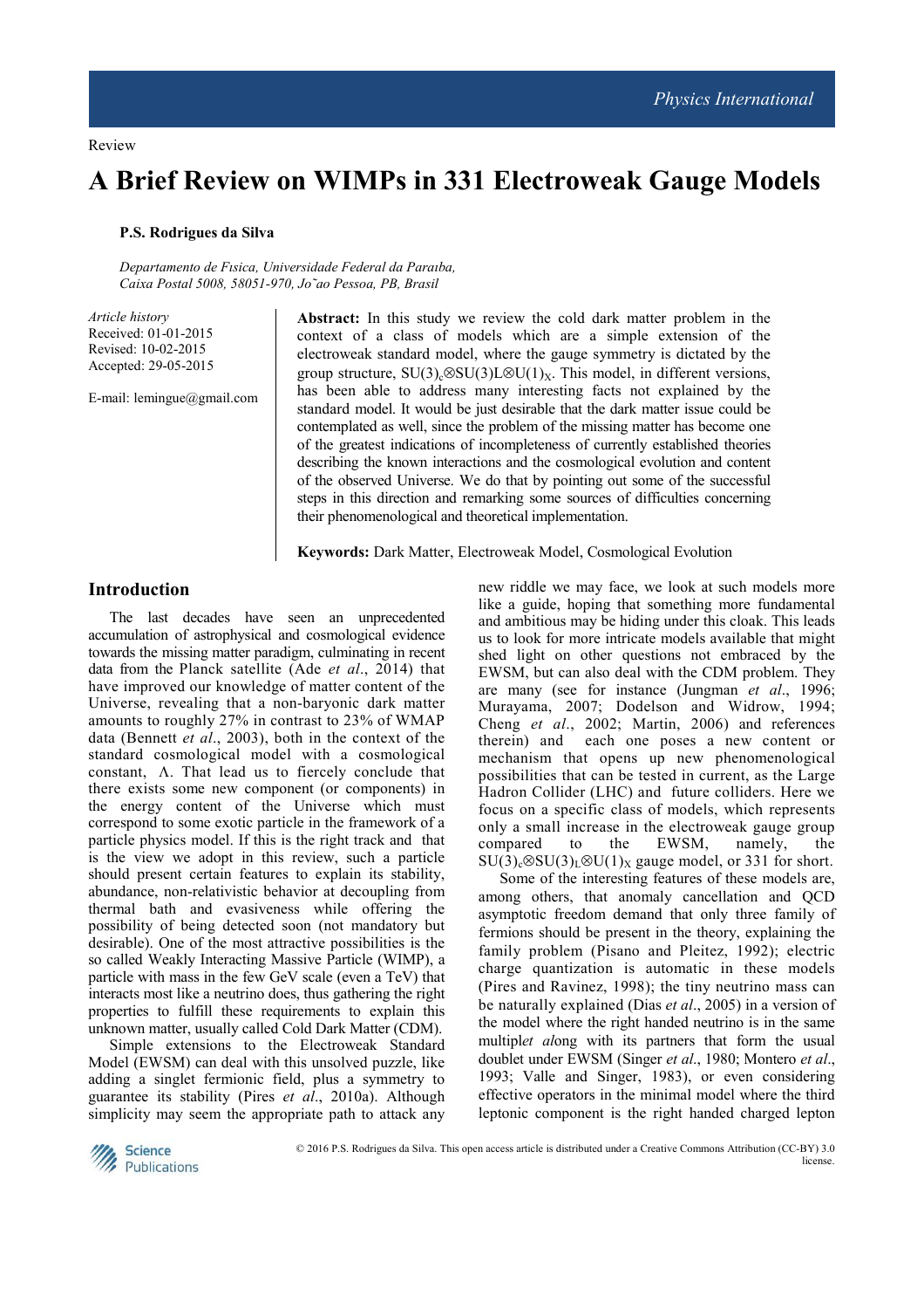Review

# A Brief Review on WIMPs in 331 Electroweak Gauge Models

**P.S. Rodrigues da Silva**

*Departamento de Fısica, Universidade Federal da Paraıba, Caixa Postal 5008, 58051-970, Jo˜ao Pessoa, PB, Brasil*

*Article history*
Received: 01-01-2015
Revised: 10-02-2015
Accepted: 29-05-2015

E-mail: lemingue@gmail.com

**Abstract:** In this study we review the cold dark matter problem in the context of a class of models which are a simple extension of the electroweak standard model, where the gauge symmetry is dictated by the group structure, $SU(3)_c \otimes SU(3)L \otimes U(1)_X$. This model, in different versions, has been able to address many interesting facts not explained by the standard model. It would be just desirable that the dark matter issue could be contemplated as well, since the problem of the missing matter has become one of the greatest indications of incompleteness of currently established theories describing the known interactions and the cosmological evolution and content of the observed Universe. We do that by pointing out some of the successful steps in this direction and remarking some sources of difficulties concerning their phenomenological and theoretical implementation.

**Keywords:** Dark Matter, Electroweak Model, Cosmological Evolution

## Introduction

The last decades have seen an unprecedented accumulation of astrophysical and cosmological evidence towards the missing matter paradigm, culminating in recent data from the Planck satellite (Ade *et al*., 2014) that have improved our knowledge of matter content of the Universe, revealing that a non-baryonic dark matter amounts to roughly 27% in contrast to 23% of WMAP data (Bennett *et al*., 2003), both in the context of the standard cosmological model with a cosmological constant, Λ. That lead us to fiercely conclude that there exists some new component (or components) in the energy content of the Universe which must correspond to some exotic particle in the framework of a particle physics model. If this is the right track and that is the view we adopt in this review, such a particle should present certain features to explain its stability, abundance, non-relativistic behavior at decoupling from thermal bath and evasiveness while offering the possibility of being detected soon (not mandatory but desirable). One of the most attractive possibilities is the so called Weakly Interacting Massive Particle (WIMP), a particle with mass in the few GeV scale (even a TeV) that interacts most like a neutrino does, thus gathering the right properties to fulfill these requirements to explain this unknown matter, usually called Cold Dark Matter (CDM).

Simple extensions to the Electroweak Standard Model (EWSM) can deal with this unsolved puzzle, like adding a singlet fermionic field, plus a symmetry to guarantee its stability (Pires *et al*., 2010a). Although simplicity may seem the appropriate path to attack any new riddle we may face, we look at such models more like a guide, hoping that something more fundamental and ambitious may be hiding under this cloak. This leads us to look for more intricate models available that might shed light on other questions not embraced by the EWSM, but can also deal with the CDM problem. They are many (see for instance (Jungman *et al*., 1996; Murayama, 2007; Dodelson and Widrow, 1994; Cheng *et al*., 2002; Martin, 2006) and references therein) and each one poses a new content or mechanism that opens up new phenomenological possibilities that can be tested in current, as the Large Hadron Collider (LHC) and future colliders. Here we focus on a specific class of models, which represents only a small increase in the electroweak gauge group compared to the EWSM, namely, the $SU(3)_c \otimes SU(3)_L \otimes U(1)_X$ gauge model, or 331 for short.

Some of the interesting features of these models are, among others, that anomaly cancellation and QCD asymptotic freedom demand that only three family of fermions should be present in the theory, explaining the family problem (Pisano and Pleitez, 1992); electric charge quantization is automatic in these models (Pires and Ravinez, 1998); the tiny neutrino mass can be naturally explained (Dias *et al*., 2005) in a version of the model where the right handed neutrino is in the same multipl*et al*ong with its partners that form the usual doublet under EWSM (Singer *et al*., 1980; Montero *et al*., 1993; Valle and Singer, 1983), or even considering effective operators in the minimal model where the third leptonic component is the right handed charged lepton

© 2016 P.S. Rodrigues da Silva. This open access article is distributed under a Creative Commons Attribution (CC-BY) 3.0 license.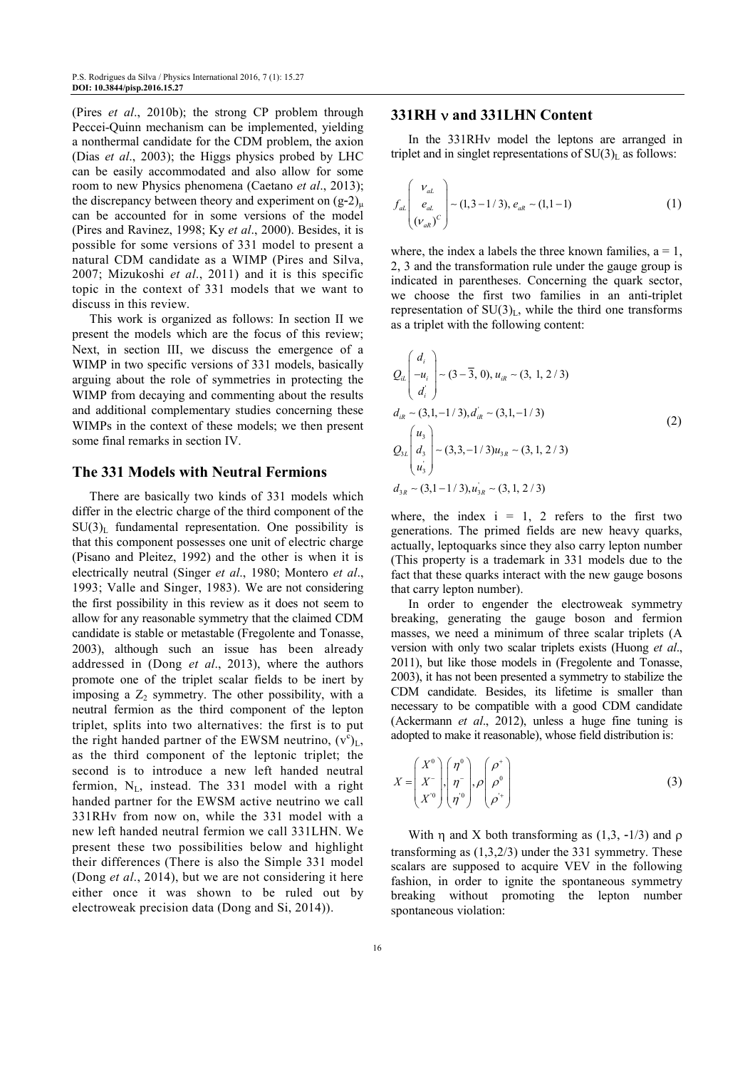(Pires *et al*., 2010b); the strong CP problem through Peccei-Quinn mechanism can be implemented, yielding a nonthermal candidate for the CDM problem, the axion (Dias *et al*., 2003); the Higgs physics probed by LHC can be easily accommodated and also allow for some room to new Physics phenomena (Caetano *et al*., 2013); the discrepancy between theory and experiment on $(g\text{-}2)_\mu$ can be accounted for in some versions of the model (Pires and Ravinez, 1998; Ky *et al*., 2000). Besides, it is possible for some versions of 331 model to present a natural CDM candidate as a WIMP (Pires and Silva, 2007; Mizukoshi *et al*., 2011) and it is this specific topic in the context of 331 models that we want to discuss in this review.

This work is organized as follows: In section II we present the models which are the focus of this review; Next, in section III, we discuss the emergence of a WIMP in two specific versions of 331 models, basically arguing about the role of symmetries in protecting the WIMP from decaying and commenting about the results and additional complementary studies concerning these WIMPs in the context of these models; we then present some final remarks in section IV.

## The 331 Models with Neutral Fermions

There are basically two kinds of 331 models which differ in the electric charge of the third component of the $SU(3)_L$ fundamental representation. One possibility is that this component possesses one unit of electric charge (Pisano and Pleitez, 1992) and the other is when it is electrically neutral (Singer *et al*., 1980; Montero *et al*., 1993; Valle and Singer, 1983). We are not considering the first possibility in this review as it does not seem to allow for any reasonable symmetry that the claimed CDM candidate is stable or metastable (Fregolente and Tonasse, 2003), although such an issue has been already addressed in (Dong *et al*., 2013), where the authors promote one of the triplet scalar fields to be inert by imposing a $Z_2$ symmetry. The other possibility, with a neutral fermion as the third component of the lepton triplet, splits into two alternatives: the first is to put the right handed partner of the EWSM neutrino, $(\nu^c)_L$, as the third component of the leptonic triplet; the second is to introduce a new left handed neutral fermion, $N_L$, instead. The 331 model with a right handed partner for the EWSM active neutrino we call 331RHν from now on, while the 331 model with a new left handed neutral fermion we call 331LHN. We present these two possibilities below and highlight their differences (There is also the Simple 331 model (Dong *et al*., 2014), but we are not considering it here either once it was shown to be ruled out by electroweak precision data (Dong and Si, 2014)).

## 331RH ν and 331LHN Content

In the 331RHν model the leptons are arranged in triplet and in singlet representations of $SU(3)_L$ as follows:

$$f_{aL}\begin{pmatrix} \nu_{aL} \\ e_{aL} \\ (\nu_{aR})^C \end{pmatrix} \sim (1,3-1/3),\ e_{aR} \sim (1,1-1) \tag{1}$$

where, the index a labels the three known families, a = 1, 2, 3 and the transformation rule under the gauge group is indicated in parentheses. Concerning the quark sector, we choose the first two families in an anti-triplet representation of $SU(3)_L$, while the third one transforms as a triplet with the following content:

$$\begin{aligned}
&Q_{iL}\begin{pmatrix} d_i \\ -u_i \\ d_i^{'} \end{pmatrix} \sim (3-\overline{3},\ 0),\ u_{iR} \sim (3,\ 1,\ 2/3) \\
&d_{iR} \sim (3,1,-1/3), d_{iR}^{'} \sim (3,1,-1/3) \\
&Q_{3L}\begin{pmatrix} u_3 \\ d_3 \\ u_3^{'} \end{pmatrix} \sim (3,3,-1/3) u_{3R} \sim (3,\ 1,\ 2/3) \\
&d_{3R} \sim (3,1-1/3), u_{3R}^{'} \sim (3,\ 1,\ 2/3)
\end{aligned} \tag{2}$$

where, the index i = 1, 2 refers to the first two generations. The primed fields are new heavy quarks, actually, leptoquarks since they also carry lepton number (This property is a trademark in 331 models due to the fact that these quarks interact with the new gauge bosons that carry lepton number).

In order to engender the electroweak symmetry breaking, generating the gauge boson and fermion masses, we need a minimum of three scalar triplets (A version with only two scalar triplets exists (Huong *et al*., 2011), but like those models in (Fregolente and Tonasse, 2003), it has not been presented a symmetry to stabilize the CDM candidate. Besides, its lifetime is smaller than necessary to be compatible with a good CDM candidate (Ackermann *et al*., 2012), unless a huge fine tuning is adopted to make it reasonable), whose field distribution is:

$$X = \begin{pmatrix} X^0 \\ X^- \\ X^{'0} \end{pmatrix}, \begin{pmatrix} \eta^0 \\ \eta^- \\ \eta^{'0} \end{pmatrix}, \rho \begin{pmatrix} \rho^+ \\ \rho^0 \\ \rho^{'+} \end{pmatrix} \tag{3}$$

With η and X both transforming as (1,3, -1/3) and ρ transforming as (1,3,2/3) under the 331 symmetry. These scalars are supposed to acquire VEV in the following fashion, in order to ignite the spontaneous symmetry breaking without promoting the lepton number spontaneous violation: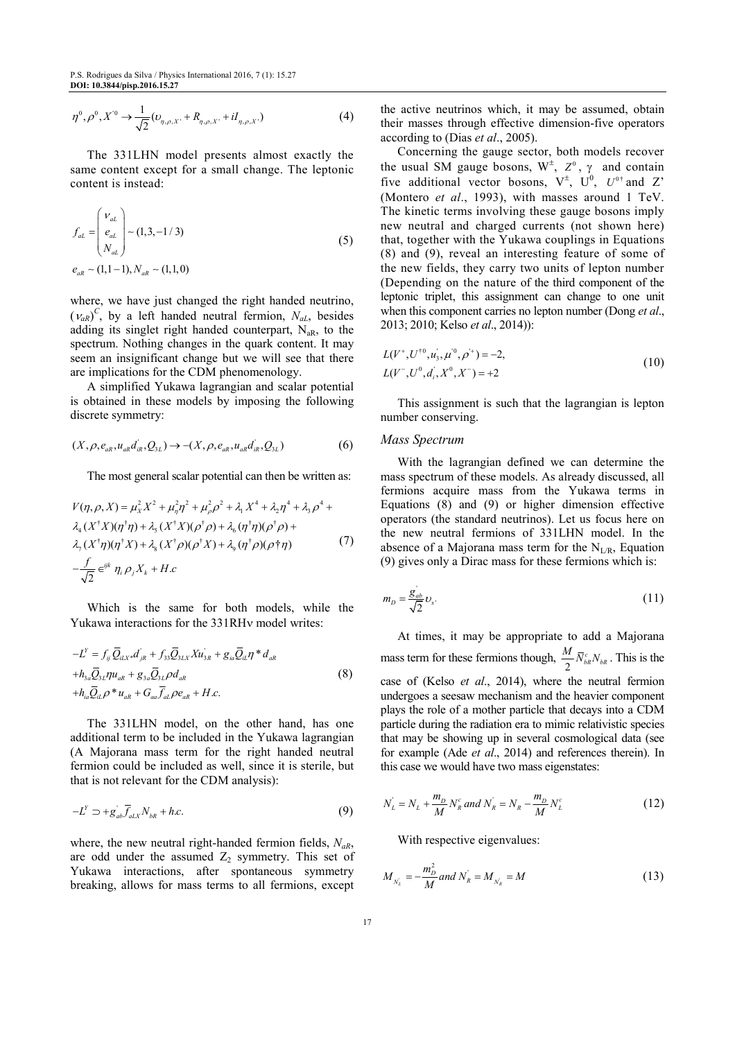$$\eta^0, \rho^0, X^{'0} \rightarrow \frac{1}{\sqrt{2}}(\upsilon_{\eta,\rho,X^{'}} + R_{\eta,\rho,X^{'}} + iI_{\eta,\rho,X^{'}}) \tag{4}$$

The 331LHN model presents almost exactly the same content except for a small change. The leptonic content is instead:

$$f_{aL} = \begin{pmatrix} \nu_{aL} \\ e_{aL} \\ N_{aL} \end{pmatrix} \sim (1,3,-1/3)$$
$$e_{aR} \sim (1,1-1), N_{aR} \sim (1,1,0) \tag{5}$$

where, we have just changed the right handed neutrino, $(\nu_{aR})^C$, by a left handed neutral fermion, $N_{aL}$, besides adding its singlet right handed counterpart, $N_{aR}$, to the spectrum. Nothing changes in the quark content. It may seem an insignificant change but we will see that there are implications for the CDM phenomenology.

A simplified Yukawa lagrangian and scalar potential is obtained in these models by imposing the following discrete symmetry:

$$(X, \rho, e_{aR}, u_{aR} d^{'}_{iR}, Q_{3L}) \rightarrow -(X, \rho, e_{aR}, u_{aR} d^{'}_{iR}, Q_{3L}) \tag{6}$$

The most general scalar potential can then be written as:

$$\begin{aligned} V(\eta,\rho,X) &= \mu_X^2 X^2 + \mu_\eta^2 \eta^2 + \mu_\rho^2 \rho^2 + \lambda_1 X^4 + \lambda_2 \eta^4 + \lambda_3 \rho^4 + \\ &\lambda_4 (X^\dagger X)(\eta^\dagger \eta) + \lambda_5 (X^\dagger X)(\rho^\dagger \rho) + \lambda_6 (\eta^\dagger \eta)(\rho^\dagger \rho) + \\ &\lambda_7 (X^\dagger \eta)(\eta^\dagger X) + \lambda_8 (X^\dagger \rho)(\rho^\dagger X) + \lambda_9 (\eta^\dagger \rho)(\rho \dagger \eta) \\ &- \frac{f}{\sqrt{2}} \epsilon^{ijk} \eta_i \rho_j X_k + H.c \end{aligned} \tag{7}$$

Which is the same for both models, while the Yukawa interactions for the 331RHν model writes:

$$\begin{aligned} -L^Y &= f_{ij} \bar{Q}_{iLX^*} d^{'}_{jR} + f_{33} \bar{Q}_{3LX} X u^{'}_{3R} + g_{ia} \bar{Q}_{iL} \eta^* d_{aR} \\ &+ h_{3a} \bar{Q}_{3L} \eta u_{aR} + g_{3a} \bar{Q}_{3L} \rho d_{aR} \\ &+ h_{ia} \bar{Q}_{iL} \rho^* u_{aR} + G_{aa} \bar{f}_{aL} \rho e_{aR} + H.c. \end{aligned} \tag{8}$$

The 331LHN model, on the other hand, has one additional term to be included in the Yukawa lagrangian (A Majorana mass term for the right handed neutral fermion could be included as well, since it is sterile, but that is not relevant for the CDM analysis):

$$-L^Y \supset +g^{'}_{ab} \bar{f}_{aLX} N_{bR} + h.c. \tag{9}$$

where, the new neutral right-handed fermion fields, $N_{aR}$, are odd under the assumed $Z_2$ symmetry. This set of Yukawa interactions, after spontaneous symmetry breaking, allows for mass terms to all fermions, except the active neutrinos which, it may be assumed, obtain their masses through effective dimension-five operators according to (Dias *et al*., 2005).

Concerning the gauge sector, both models recover the usual SM gauge bosons, $W^\pm$, $Z^0$, $\gamma$ and contain five additional vector bosons, $V^\pm$, $U^0$, $U^{0\dagger}$ and Z' (Montero *et al*., 1993), with masses around 1 TeV. The kinetic terms involving these gauge bosons imply new neutral and charged currents (not shown here) that, together with the Yukawa couplings in Equations (8) and (9), reveal an interesting feature of some of the new fields, they carry two units of lepton number (Depending on the nature of the third component of the leptonic triplet, this assignment can change to one unit when this component carries no lepton number (Dong *et al*., 2013; 2010; Kelso *et al*., 2014)):

$$\begin{aligned} &L(V^+, U^{\dagger 0}, u^{'}_3, \mu^{'0}, \rho^{'+}) = -2, \\ &L(V^-, U^0, d^{'}_i, X^0, X^-) = +2 \end{aligned} \tag{10}$$

This assignment is such that the lagrangian is lepton number conserving.

### *Mass Spectrum*

With the lagrangian defined we can determine the mass spectrum of these models. As already discussed, all fermions acquire mass from the Yukawa terms in Equations (8) and (9) or higher dimension effective operators (the standard neutrinos). Let us focus here on the new neutral fermions of 331LHN model. In the absence of a Majorana mass term for the $N_{L/R}$, Equation (9) gives only a Dirac mass for these fermions which is:

$$m_D = \frac{g^{'}_{ab}}{\sqrt{2}} \upsilon_{x^{'}} \tag{11}$$

At times, it may be appropriate to add a Majorana mass term for these fermions though, $\frac{M}{2} \bar{N}^c_{bR} N_{bR}$. This is the case of (Kelso *et al*., 2014), where the neutral fermion undergoes a seesaw mechanism and the heavier component plays the role of a mother particle that decays into a CDM particle during the radiation era to mimic relativistic species that may be showing up in several cosmological data (see for example (Ade *et al*., 2014) and references therein). In this case we would have two mass eigenstates:

$$N^{'}_L = N_L + \frac{m_D}{M} N^c_R \text{ and } N^{'}_R = N_R - \frac{m_D}{M} N^c_L \tag{12}$$

With respective eigenvalues:

$$M_{N^{'}_L} = -\frac{m_D^2}{M} \text{ and } N^{'}_R = M_{N^{'}_R} = M \tag{13}$$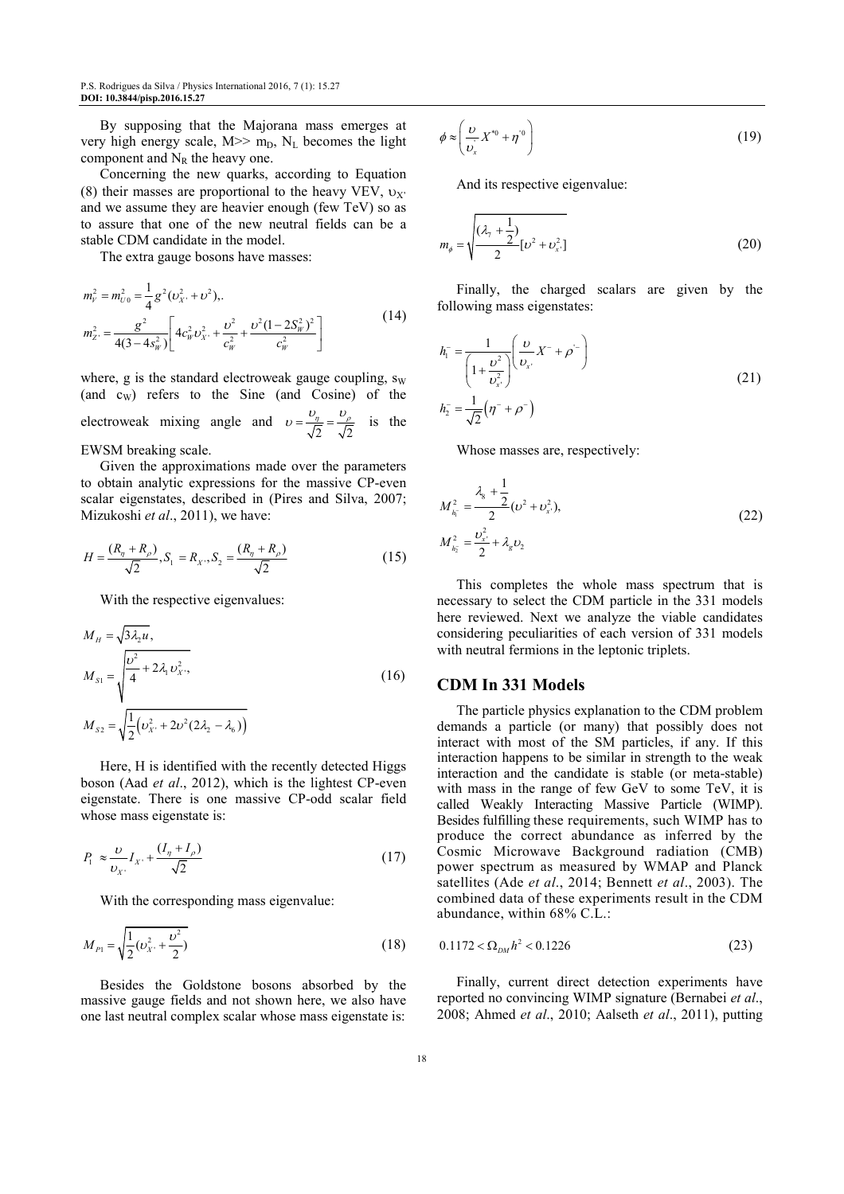By supposing that the Majorana mass emerges at very high energy scale, $M \gg m_D$, $N_L$ becomes the light component and $N_R$ the heavy one.

Concerning the new quarks, according to Equation (8) their masses are proportional to the heavy VEV, $\upsilon_{X'}$ and we assume they are heavier enough (few TeV) so as to assure that one of the new neutral fields can be a stable CDM candidate in the model.

The extra gauge bosons have masses:

$$m_V^2 = m_{U^0}^2 = \frac{1}{4}g^2(\upsilon_{X'}^2 + \upsilon^2),.$$
$$m_{Z'}^2 = \frac{g^2}{4(3-4s_W^2)}\left[4c_W^2\upsilon_{X'}^2 + \frac{\upsilon^2}{c_W^2} + \frac{\upsilon^2(1-2S_W^2)^2}{c_W^2}\right] \tag{14}$$

where, g is the standard electroweak gauge coupling, $s_W$ (and $c_W$) refers to the Sine (and Cosine) of the electroweak mixing angle and $\upsilon = \frac{\upsilon_\eta}{\sqrt{2}} = \frac{\upsilon_\rho}{\sqrt{2}}$ is the EWSM breaking scale.

Given the approximations made over the parameters to obtain analytic expressions for the massive CP-even scalar eigenstates, described in (Pires and Silva, 2007; Mizukoshi *et al*., 2011), we have:

$$H = \frac{(R_\eta + R_\rho)}{\sqrt{2}}, S_1 = R_{X'}, S_2 = \frac{(R_\eta + R_\rho)}{\sqrt{2}} \tag{15}$$

With the respective eigenvalues:

$$M_H = \sqrt{3\lambda_2}u,$$
$$M_{S1} = \sqrt{\frac{\upsilon^2}{4} + 2\lambda_1\upsilon_{X'}^2},$$
$$M_{S2} = \sqrt{\frac{1}{2}\left(\upsilon_{X'}^2 + 2\upsilon^2(2\lambda_2 - \lambda_6)\right)} \tag{16}$$

Here, H is identified with the recently detected Higgs boson (Aad *et al*., 2012), which is the lightest CP-even eigenstate. There is one massive CP-odd scalar field whose mass eigenstate is:

$$P_1 \approx \frac{\upsilon}{\upsilon_{X'}}I_{X'} + \frac{(I_\eta + I_\rho)}{\sqrt{2}} \tag{17}$$

With the corresponding mass eigenvalue:

$$M_{P1} = \sqrt{\frac{1}{2}(\upsilon_{X'}^2 + \frac{\upsilon^2}{2})} \tag{18}$$

Besides the Goldstone bosons absorbed by the massive gauge fields and not shown here, we also have one last neutral complex scalar whose mass eigenstate is:

$$\phi \approx \left(\frac{\upsilon}{\upsilon_{x'}}X^{*0} + \eta'^0\right) \tag{19}$$

And its respective eigenvalue:

$$m_\phi = \sqrt{\frac{(\lambda_7 + \frac{1}{2})}{2}[\upsilon^2 + \upsilon_{x'}^2]} \tag{20}$$

Finally, the charged scalars are given by the following mass eigenstates:

$$h_1^- = \frac{1}{\left(1 + \frac{\upsilon^2}{\upsilon_{x'}^2}\right)}\left(\frac{\upsilon}{\upsilon_{x'}}X^- + \rho'^-\right)$$
$$h_2^- = \frac{1}{\sqrt{2}}\left(\eta^- + \rho^-\right) \tag{21}$$

Whose masses are, respectively:

$$M_{h_1^-}^2 = \frac{\lambda_8 + \frac{1}{2}}{2}(\upsilon^2 + \upsilon_{x'}^2),$$
$$M_{h_2^-}^2 = \frac{\upsilon_{x'}^2}{2} + \lambda_g\upsilon_2 \tag{22}$$

This completes the whole mass spectrum that is necessary to select the CDM particle in the 331 models here reviewed. Next we analyze the viable candidates considering peculiarities of each version of 331 models with neutral fermions in the leptonic triplets.

## CDM In 331 Models

The particle physics explanation to the CDM problem demands a particle (or many) that possibly does not interact with most of the SM particles, if any. If this interaction happens to be similar in strength to the weak interaction and the candidate is stable (or meta-stable) with mass in the range of few GeV to some TeV, it is called Weakly Interacting Massive Particle (WIMP). Besides fulfilling these requirements, such WIMP has to produce the correct abundance as inferred by the Cosmic Microwave Background radiation (CMB) power spectrum as measured by WMAP and Planck satellites (Ade *et al*., 2014; Bennett *et al*., 2003). The combined data of these experiments result in the CDM abundance, within 68% C.L.:

$$0.1172 < \Omega_{DM}h^2 < 0.1226 \tag{23}$$

Finally, current direct detection experiments have reported no convincing WIMP signature (Bernabei *et al*., 2008; Ahmed *et al*., 2010; Aalseth *et al*., 2011), putting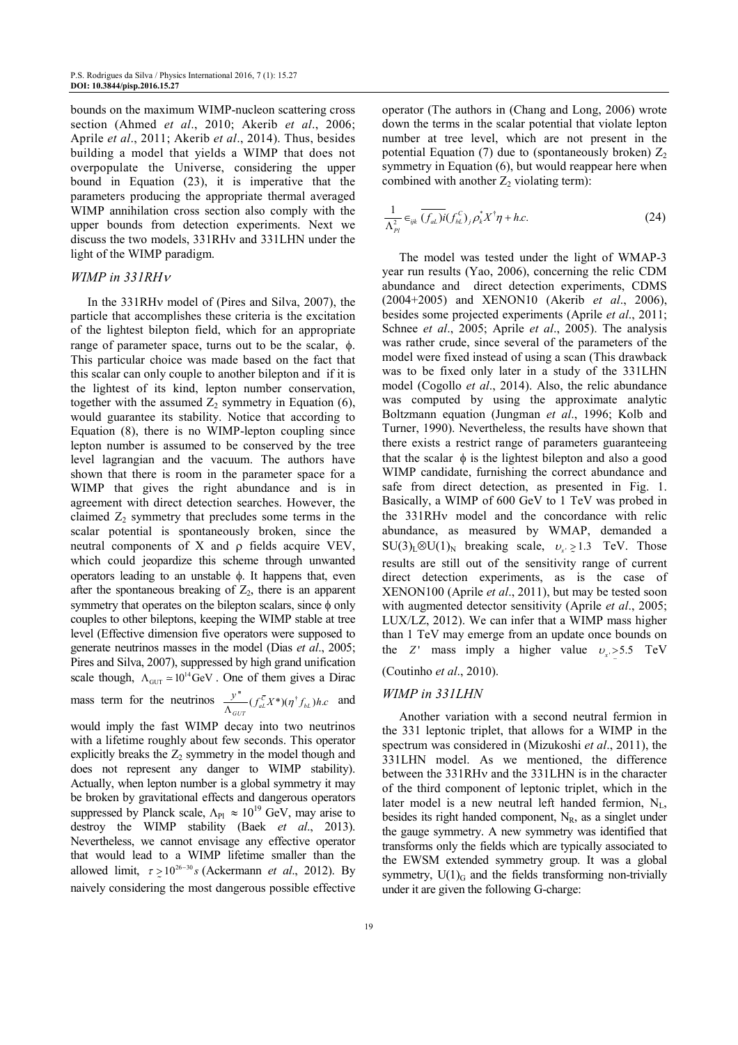bounds on the maximum WIMP-nucleon scattering cross section (Ahmed *et al*., 2010; Akerib *et al*., 2006; Aprile *et al*., 2011; Akerib *et al*., 2014). Thus, besides building a model that yields a WIMP that does not overpopulate the Universe, considering the upper bound in Equation (23), it is imperative that the parameters producing the appropriate thermal averaged WIMP annihilation cross section also comply with the upper bounds from detection experiments. Next we discuss the two models, 331RHν and 331LHN under the light of the WIMP paradigm.

### *WIMP in 331RHν*

In the 331RHν model of (Pires and Silva, 2007), the particle that accomplishes these criteria is the excitation of the lightest bilepton field, which for an appropriate range of parameter space, turns out to be the scalar, $\phi$. This particular choice was made based on the fact that this scalar can only couple to another bilepton and if it is the lightest of its kind, lepton number conservation, together with the assumed $Z_2$ symmetry in Equation (6), would guarantee its stability. Notice that according to Equation (8), there is no WIMP-lepton coupling since lepton number is assumed to be conserved by the tree level lagrangian and the vacuum. The authors have shown that there is room in the parameter space for a WIMP that gives the right abundance and is in agreement with direct detection searches. However, the claimed $Z_2$ symmetry that precludes some terms in the scalar potential is spontaneously broken, since the neutral components of X and ρ fields acquire VEV, which could jeopardize this scheme through unwanted operators leading to an unstable $\phi$. It happens that, even after the spontaneous breaking of $Z_2$, there is an apparent symmetry that operates on the bilepton scalars, since $\phi$ only couples to other bileptons, keeping the WIMP stable at tree level (Effective dimension five operators were supposed to generate neutrinos masses in the model (Dias *et al*., 2005; Pires and Silva, 2007), suppressed by high grand unification scale though, $\Lambda_{GUT} = 10^{14}\,\text{GeV}$. One of them gives a Dirac mass term for the neutrinos $\frac{y''}{\Lambda_{GUT}}(\overline{f_{aL}^{C}}X^*)(\eta^\dagger f_{bL})h.c$ and would imply the fast WIMP decay into two neutrinos with a lifetime roughly about few seconds. This operator explicitly breaks the $Z_2$ symmetry in the model though and does not represent any danger to WIMP stability). Actually, when lepton number is a global symmetry it may be broken by gravitational effects and dangerous operators suppressed by Planck scale, $\Lambda_{Pl} \approx 10^{19}$ GeV, may arise to destroy the WIMP stability (Baek *et al*., 2013). Nevertheless, we cannot envisage any effective operator that would lead to a WIMP lifetime smaller than the allowed limit, $\tau \gtrsim 10^{26-30} s$ (Ackermann *et al*., 2012). By naively considering the most dangerous possible effective operator (The authors in (Chang and Long, 2006) wrote down the terms in the scalar potential that violate lepton number at tree level, which are not present in the potential Equation (7) due to (spontaneously broken) $Z_2$ symmetry in Equation (6), but would reappear here when combined with another $Z_2$ violating term):

$$\frac{1}{\Lambda_{Pl}^2}\epsilon_{ijk}\,\overline{(f_{aL})}i(f_{bL}^C)_j\rho_k^* X^\dagger\eta + h.c. \tag{24}$$

The model was tested under the light of WMAP-3 year run results (Yao, 2006), concerning the relic CDM abundance and direct detection experiments, CDMS (2004+2005) and XENON10 (Akerib *et al*., 2006), besides some projected experiments (Aprile *et al*., 2011; Schnee *et al*., 2005; Aprile *et al*., 2005). The analysis was rather crude, since several of the parameters of the model were fixed instead of using a scan (This drawback was to be fixed only later in a study of the 331LHN model (Cogollo *et al*., 2014). Also, the relic abundance was computed by using the approximate analytic Boltzmann equation (Jungman *et al*., 1996; Kolb and Turner, 1990). Nevertheless, the results have shown that there exists a restrict range of parameters guaranteeing that the scalar $\phi$ is the lightest bilepton and also a good WIMP candidate, furnishing the correct abundance and safe from direct detection, as presented in Fig. 1. Basically, a WIMP of 600 GeV to 1 TeV was probed in the 331RHν model and the concordance with relic abundance, as measured by WMAP, demanded a $SU(3)_L \otimes U(1)_N$ breaking scale, $\upsilon_{\chi'} \gtrsim 1.3$ TeV. Those results are still out of the sensitivity range of current direct detection experiments, as is the case of XENON100 (Aprile *et al*., 2011), but may be tested soon with augmented detector sensitivity (Aprile *et al*., 2005; LUX/LZ, 2012). We can infer that a WIMP mass higher than 1 TeV may emerge from an update once bounds on the $Z'$ mass imply a higher value $\upsilon_{\chi'} \gtrsim 5.5$ TeV (Coutinho *et al*., 2010).

### *WIMP in 331LHN*

Another variation with a second neutral fermion in the 331 leptonic triplet, that allows for a WIMP in the spectrum was considered in (Mizukoshi *et al*., 2011), the 331LHN model. As we mentioned, the difference between the 331RHν and the 331LHN is in the character of the third component of leptonic triplet, which in the later model is a new neutral left handed fermion, $N_L$, besides its right handed component, $N_R$, as a singlet under the gauge symmetry. A new symmetry was identified that transforms only the fields which are typically associated to the EWSM extended symmetry group. It was a global symmetry, $U(1)_G$ and the fields transforming non-trivially under it are given the following G-charge: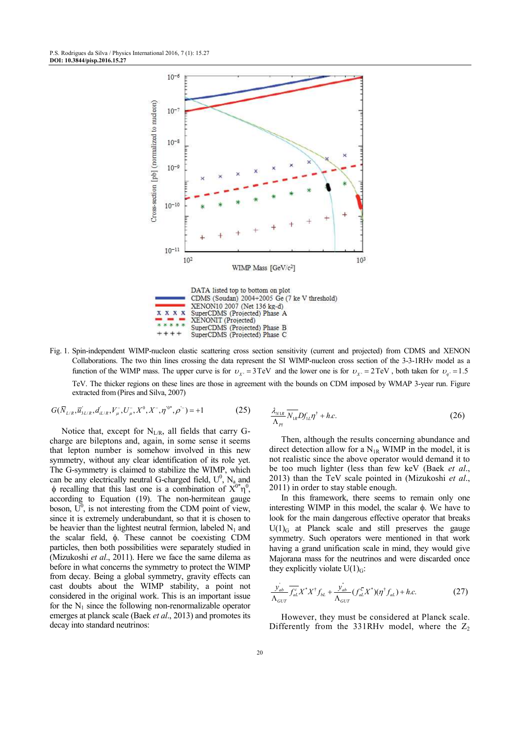Fig. 1. Spin-independent WIMP-nucleon elastic scattering cross section sensitivity (current and projected) from CDMS and XENON Collaborations. The two thin lines crossing the data represent the SI WIMP-nucleon cross section of the 3-3-1RHν model as a function of the WIMP mass. The upper curve is for $\upsilon_{\chi'} = 3\text{TeV}$ and the lower one is for $\upsilon_{\chi'} = 2\text{TeV}$, both taken for $\upsilon_{\eta'} = 1.5$ TeV. The thicker regions on these lines are those in agreement with the bounds on CDM imposed by WMAP 3-year run. Figure extracted from (Pires and Silva, 2007)

$$G(\overline{N}_{L/R}, \overline{u}'_{3L/R}, d'_{iL/R}, V^-_\mu, U^-_\mu, X^0, X^-, \eta'^{0*}, \rho'^-) = +1 \tag{25}$$

Notice that, except for $N_{L/R}$, all fields that carry G-charge are bileptons and, again, in some sense it seems that lepton number is somehow involved in this new symmetry, without any clear identification of its role yet. The G-symmetry is claimed to stabilize the WIMP, which can be any electrically neutral G-charged field, $U^0$, $N_a$ and $\phi$ recalling that this last one is a combination of $X^{0*}\eta'^0$, according to Equation (19). The non-hermitean gauge boson, $U^0$, is not interesting from the CDM point of view, since it is extremely underabundant, so that it is chosen to be heavier than the lightest neutral fermion, labeled $N_1$ and the scalar field, $\phi$. These cannot be coexisting CDM particles, then both possibilities were separately studied in (Mizukoshi *et al*., 2011). Here we face the same dilema as before in what concerns the symmetry to protect the WIMP from decay. Being a global symmetry, gravity effects can cast doubts about the WIMP stability, a point not considered in the original work. This is an important issue for the $N_1$ since the following non-renormalizable operator emerges at planck scale (Baek *et al*., 2013) and promotes its decay into standard neutrinos:

$$\frac{\lambda_{N1R}}{\Lambda_{Pl}} \overline{N_{1R}} D f_{1L} \eta^\dagger + h.c. \tag{26}$$

Then, although the results concerning abundance and direct detection allow for a $N_{1R}$ WIMP in the model, it is not realistic since the above operator would demand it to be too much lighter (less than few keV (Baek *et al*., 2013) than the TeV scale pointed in (Mizukoshi *et al*., 2011) in order to stay stable enough.

In this framework, there seems to remain only one interesting WIMP in this model, the scalar $\phi$. We have to look for the main dangerous effective operator that breaks $U(1)_G$ at Planck scale and still preserves the gauge symmetry. Such operators were mentioned in that work having a grand unification scale in mind, they would give Majorana mass for the neutrinos and were discarded once they explicitly violate $U(1)_G$:

$$\frac{y'_{ab}}{\Lambda_{GUT}} \overline{f^c_{aL}} X^* X^\dagger f_{bL} + \frac{y''_{ab}}{\Lambda_{GUT}} (\overline{f^c_{aL}} X^*)(\eta'^\dagger f_{aL}) + h.c. \tag{27}$$

However, they must be considered at Planck scale. Differently from the 331RHν model, where the $Z_2$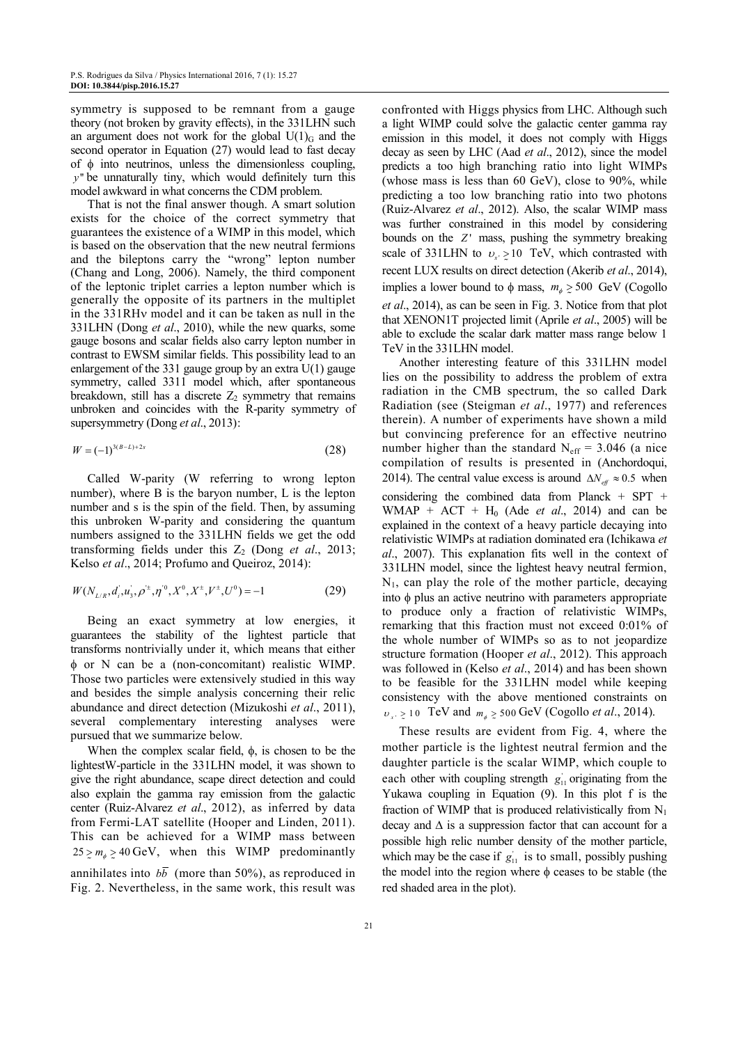symmetry is supposed to be remnant from a gauge theory (not broken by gravity effects), in the 331LHN such an argument does not work for the global $U(1)_G$ and the second operator in Equation (27) would lead to fast decay of ϕ into neutrinos, unless the dimensionless coupling, $y''$ be unnaturally tiny, which would definitely turn this model awkward in what concerns the CDM problem.

That is not the final answer though. A smart solution exists for the choice of the correct symmetry that guarantees the existence of a WIMP in this model, which is based on the observation that the new neutral fermions and the bileptons carry the "wrong" lepton number (Chang and Long, 2006). Namely, the third component of the leptonic triplet carries a lepton number which is generally the opposite of its partners in the multiplet in the 331RHν model and it can be taken as null in the 331LHN (Dong *et al*., 2010), while the new quarks, some gauge bosons and scalar fields also carry lepton number in contrast to EWSM similar fields. This possibility lead to an enlargement of the 331 gauge group by an extra U(1) gauge symmetry, called 3311 model which, after spontaneous breakdown, still has a discrete $Z_2$ symmetry that remains unbroken and coincides with the R-parity symmetry of supersymmetry (Dong *et al*., 2013):

$$W = (-1)^{3(B-L)+2s} \tag{28}$$

Called W-parity (W referring to wrong lepton number), where B is the baryon number, L is the lepton number and s is the spin of the field. Then, by assuming this unbroken W-parity and considering the quantum numbers assigned to the 331LHN fields we get the odd transforming fields under this $Z_2$ (Dong *et al*., 2013; Kelso *et al*., 2014; Profumo and Queiroz, 2014):

$$W(N_{L/R}, d_i^{'}, u_3^{'}, \rho^{'\pm}, \eta^{'0}, X^0, X^{\pm}, V^{\pm}, U^0) = -1 \tag{29}$$

Being an exact symmetry at low energies, it guarantees the stability of the lightest particle that transforms nontrivially under it, which means that either ϕ or N can be a (non-concomitant) realistic WIMP. Those two particles were extensively studied in this way and besides the simple analysis concerning their relic abundance and direct detection (Mizukoshi *et al*., 2011), several complementary interesting analyses were pursued that we summarize below.

When the complex scalar field, ϕ, is chosen to be the lightestW-particle in the 331LHN model, it was shown to give the right abundance, scape direct detection and could also explain the gamma ray emission from the galactic center (Ruiz-Alvarez *et al*., 2012), as inferred by data from Fermi-LAT satellite (Hooper and Linden, 2011). This can be achieved for a WIMP mass between $25 \gtrsim m_\phi \gtrsim 40\,\text{GeV}$, when this WIMP predominantly annihilates into $b\bar{b}$ (more than 50%), as reproduced in Fig. 2. Nevertheless, in the same work, this result was confronted with Higgs physics from LHC. Although such a light WIMP could solve the galactic center gamma ray emission in this model, it does not comply with Higgs decay as seen by LHC (Aad *et al*., 2012), since the model predicts a too high branching ratio into light WIMPs (whose mass is less than 60 GeV), close to 90%, while predicting a too low branching ratio into two photons (Ruiz-Alvarez *et al*., 2012). Also, the scalar WIMP mass was further constrained in this model by considering bounds on the $Z'$ mass, pushing the symmetry breaking scale of 331LHN to $\upsilon_{\chi'} \gtrsim 10$ TeV, which contrasted with recent LUX results on direct detection (Akerib *et al*., 2014), implies a lower bound to ϕ mass, $m_\phi \gtrsim 500$ GeV (Cogollo *et al*., 2014), as can be seen in Fig. 3. Notice from that plot that XENON1T projected limit (Aprile *et al*., 2005) will be able to exclude the scalar dark matter mass range below 1 TeV in the 331LHN model.

Another interesting feature of this 331LHN model lies on the possibility to address the problem of extra radiation in the CMB spectrum, the so called Dark Radiation (see (Steigman *et al*., 1977) and references therein). A number of experiments have shown a mild but convincing preference for an effective neutrino number higher than the standard $N_{eff} = 3.046$ (a nice compilation of results is presented in (Anchordoqui, 2014). The central value excess is around $\Delta N_{eff} \approx 0.5$ when considering the combined data from Planck + SPT + WMAP + ACT + $H_0$ (Ade *et al*., 2014) and can be explained in the context of a heavy particle decaying into relativistic WIMPs at radiation dominated era (Ichikawa *et al*., 2007). This explanation fits well in the context of 331LHN model, since the lightest heavy neutral fermion, $N_1$, can play the role of the mother particle, decaying into ϕ plus an active neutrino with parameters appropriate to produce only a fraction of relativistic WIMPs, remarking that this fraction must not exceed 0:01% of the whole number of WIMPs so as to not jeopardize structure formation (Hooper *et al*., 2012). This approach was followed in (Kelso *et al*., 2014) and has been shown to be feasible for the 331LHN model while keeping consistency with the above mentioned constraints on $\upsilon_{\chi'} \gtrsim 10$ TeV and $m_\phi \gtrsim 500$ GeV (Cogollo *et al*., 2014).

These results are evident from Fig. 4, where the mother particle is the lightest neutral fermion and the daughter particle is the scalar WIMP, which couple to each other with coupling strength $g_{11}^{'}$ originating from the Yukawa coupling in Equation (9). In this plot f is the fraction of WIMP that is produced relativistically from $N_1$ decay and Δ is a suppression factor that can account for a possible high relic number density of the mother particle, which may be the case if $g_{11}^{'}$ is to small, possibly pushing the model into the region where ϕ ceases to be stable (the red shaded area in the plot).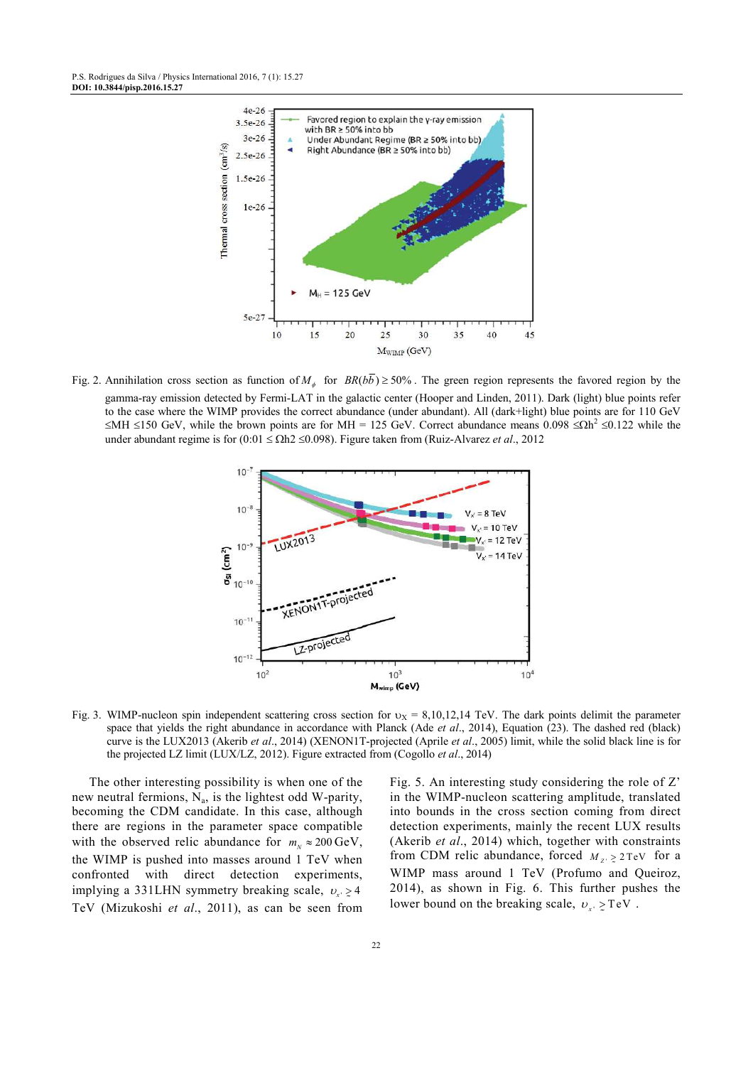Fig. 2. Annihilation cross section as function of $M_\phi$ for $BR(b\bar{b}) \geq 50\%$. The green region represents the favored region by the gamma-ray emission detected by Fermi-LAT in the galactic center (Hooper and Linden, 2011). Dark (light) blue points refer to the case where the WIMP provides the correct abundance (under abundant). All (dark+light) blue points are for 110 GeV ≤MH ≤150 GeV, while the brown points are for MH = 125 GeV. Correct abundance means 0.098 ≤$\Omega h^2$ ≤0.122 while the under abundant regime is for (0:01 ≤ Ωh2 ≤0.098). Figure taken from (Ruiz-Alvarez *et al*., 2012

Fig. 3. WIMP-nucleon spin independent scattering cross section for $\upsilon_X$ = 8,10,12,14 TeV. The dark points delimit the parameter space that yields the right abundance in accordance with Planck (Ade *et al*., 2014), Equation (23). The dashed red (black) curve is the LUX2013 (Akerib *et al*., 2014) (XENON1T-projected (Aprile *et al*., 2005) limit, while the solid black line is for the projected LZ limit (LUX/LZ, 2012). Figure extracted from (Cogollo *et al*., 2014)

The other interesting possibility is when one of the new neutral fermions, $N_a$, is the lightest odd W-parity, becoming the CDM candidate. In this case, although there are regions in the parameter space compatible with the observed relic abundance for $m_N \approx 200\,\text{GeV}$, the WIMP is pushed into masses around 1 TeV when confronted with direct detection experiments, implying a 331LHN symmetry breaking scale, $\upsilon_{x'} \gtrsim 4$ TeV (Mizukoshi *et al*., 2011), as can be seen from Fig. 5. An interesting study considering the role of Z' in the WIMP-nucleon scattering amplitude, translated into bounds in the cross section coming from direct detection experiments, mainly the recent LUX results (Akerib *et al*., 2014) which, together with constraints from CDM relic abundance, forced $M_{Z'} \gtrsim 2\,\text{TeV}$ for a WIMP mass around 1 TeV (Profumo and Queiroz, 2014), as shown in Fig. 6. This further pushes the lower bound on the breaking scale, $\upsilon_{x'} \gtrsim \text{TeV}$.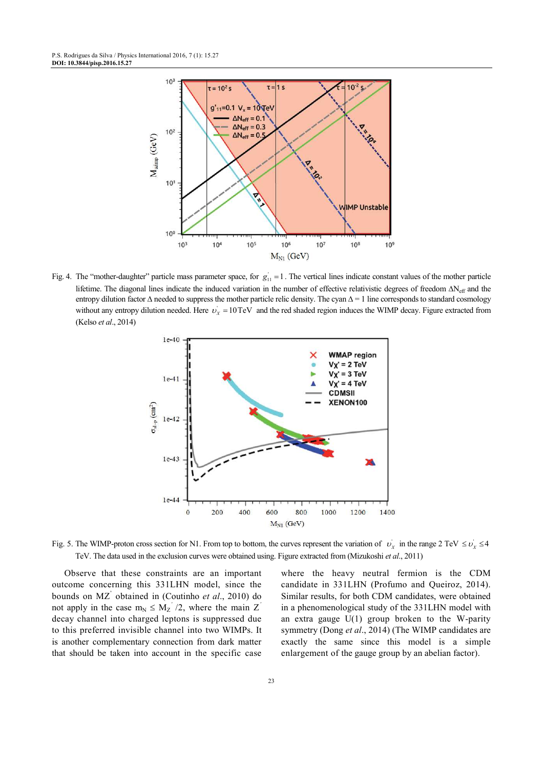Fig. 4. The "mother-daughter" particle mass parameter space, for $g_{11}^{'} = 1$. The vertical lines indicate constant values of the mother particle lifetime. The diagonal lines indicate the induced variation in the number of effective relativistic degrees of freedom $\Delta N_{eff}$ and the entropy dilution factor $\Delta$ needed to suppress the mother particle relic density. The cyan $\Delta = 1$ line corresponds to standard cosmology without any entropy dilution needed. Here $\upsilon_{\chi}^{'} = 10\,\text{TeV}$ and the red shaded region induces the WIMP decay. Figure extracted from (Kelso *et al*., 2014)

Fig. 5. The WIMP-proton cross section for N1. From top to bottom, the curves represent the variation of $\upsilon_{\chi}^{'}$ in the range 2 TeV $\leq \upsilon_{\chi}^{'} \leq 4$ TeV. The data used in the exclusion curves were obtained using. Figure extracted from (Mizukoshi *et al*., 2011)

Observe that these constraints are an important outcome concerning this 331LHN model, since the bounds on $M_{Z'}$ obtained in (Coutinho *et al*., 2010) do not apply in the case $m_N \leq M_{Z'}/2$, where the main $Z'$ decay channel into charged leptons is suppressed due to this preferred invisible channel into two WIMPs. It is another complementary connection from dark matter that should be taken into account in the specific case where the heavy neutral fermion is the CDM candidate in 331LHN (Profumo and Queiroz, 2014). Similar results, for both CDM candidates, were obtained in a phenomenological study of the 331LHN model with an extra gauge U(1) group broken to the W-parity symmetry (Dong *et al*., 2014) (The WIMP candidates are exactly the same since this model is a simple enlargement of the gauge group by an abelian factor).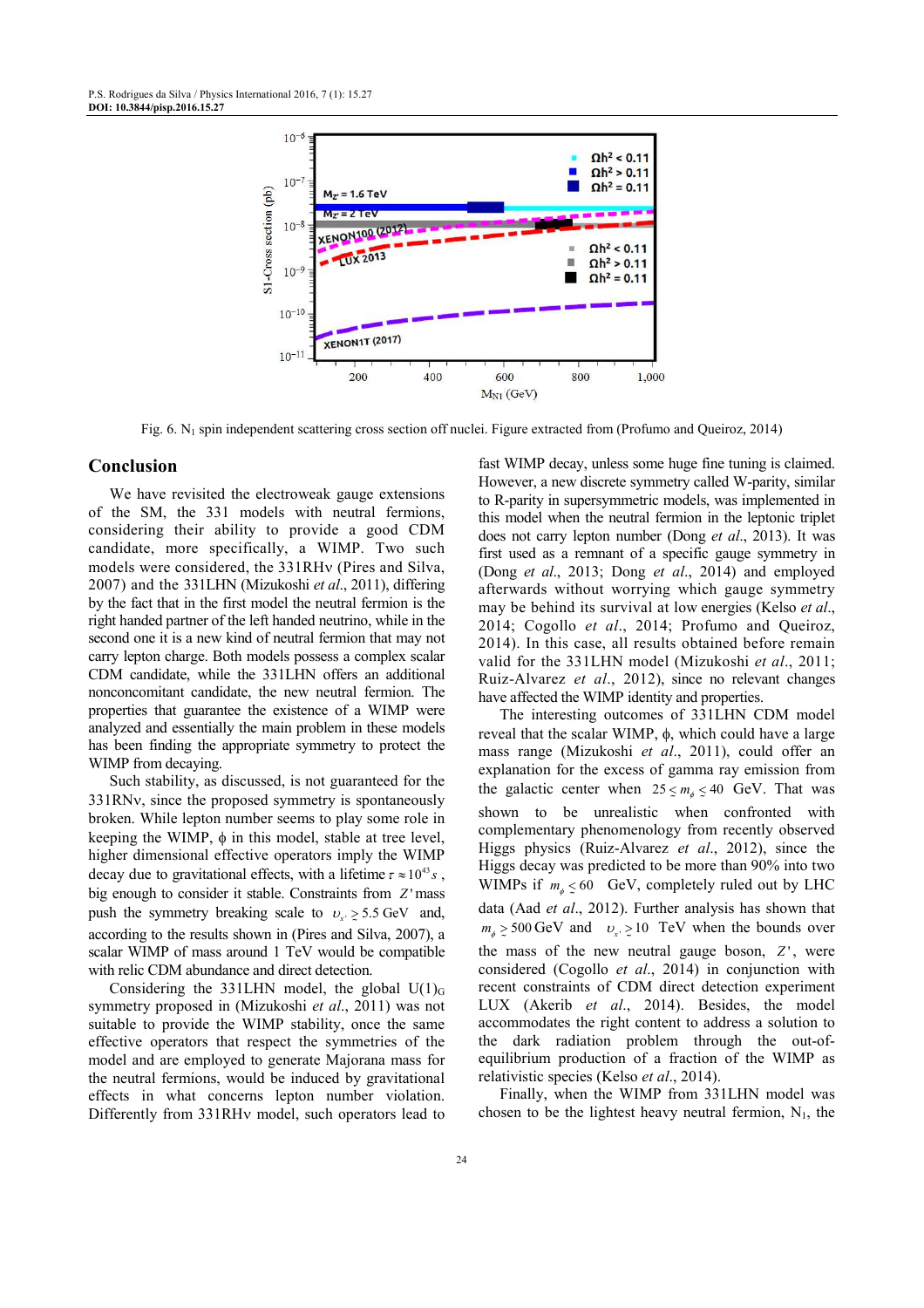Fig. 6. $N_1$ spin independent scattering cross section off nuclei. Figure extracted from (Profumo and Queiroz, 2014)

## Conclusion

We have revisited the electroweak gauge extensions of the SM, the 331 models with neutral fermions, considering their ability to provide a good CDM candidate, more specifically, a WIMP. Two such models were considered, the 331RHν (Pires and Silva, 2007) and the 331LHN (Mizukoshi *et al*., 2011), differing by the fact that in the first model the neutral fermion is the right handed partner of the left handed neutrino, while in the second one it is a new kind of neutral fermion that may not carry lepton charge. Both models possess a complex scalar CDM candidate, while the 331LHN offers an additional nonconcomitant candidate, the new neutral fermion. The properties that guarantee the existence of a WIMP were analyzed and essentially the main problem in these models has been finding the appropriate symmetry to protect the WIMP from decaying.

Such stability, as discussed, is not guaranteed for the 331RNν, since the proposed symmetry is spontaneously broken. While lepton number seems to play some role in keeping the WIMP, ϕ in this model, stable at tree level, higher dimensional effective operators imply the WIMP decay due to gravitational effects, with a lifetime $\tau \approx 10^{43} s$, big enough to consider it stable. Constraints from $Z'$ mass push the symmetry breaking scale to $\upsilon_{\chi'} \gtrsim 5.5$ GeV and, according to the results shown in (Pires and Silva, 2007), a scalar WIMP of mass around 1 TeV would be compatible with relic CDM abundance and direct detection.

Considering the 331LHN model, the global $U(1)_G$ symmetry proposed in (Mizukoshi *et al*., 2011) was not suitable to provide the WIMP stability, once the same effective operators that respect the symmetries of the model and are employed to generate Majorana mass for the neutral fermions, would be induced by gravitational effects in what concerns lepton number violation. Differently from 331RHν model, such operators lead to fast WIMP decay, unless some huge fine tuning is claimed. However, a new discrete symmetry called W-parity, similar to R-parity in supersymmetric models, was implemented in this model when the neutral fermion in the leptonic triplet does not carry lepton number (Dong *et al*., 2013). It was first used as a remnant of a specific gauge symmetry in (Dong *et al*., 2013; Dong *et al*., 2014) and employed afterwards without worrying which gauge symmetry may be behind its survival at low energies (Kelso *et al*., 2014; Cogollo *et al*., 2014; Profumo and Queiroz, 2014). In this case, all results obtained before remain valid for the 331LHN model (Mizukoshi *et al*., 2011; Ruiz-Alvarez *et al*., 2012), since no relevant changes have affected the WIMP identity and properties.

The interesting outcomes of 331LHN CDM model reveal that the scalar WIMP, ϕ, which could have a large mass range (Mizukoshi *et al*., 2011), could offer an explanation for the excess of gamma ray emission from the galactic center when $25 \lesssim m_\phi \lesssim 40$ GeV. That was shown to be unrealistic when confronted with complementary phenomenology from recently observed Higgs physics (Ruiz-Alvarez *et al*., 2012), since the Higgs decay was predicted to be more than 90% into two WIMPs if $m_\phi < 60$ GeV, completely ruled out by LHC data (Aad *et al*., 2012). Further analysis has shown that $m_\phi \gtrsim 500$ GeV and $\upsilon_{\chi'} \gtrsim 10$ TeV when the bounds over the mass of the new neutral gauge boson, $Z'$, were considered (Cogollo *et al*., 2014) in conjunction with recent constraints of CDM direct detection experiment LUX (Akerib *et al*., 2014). Besides, the model accommodates the right content to address a solution to the dark radiation problem through the out-of-equilibrium production of a fraction of the WIMP as relativistic species (Kelso *et al*., 2014).

Finally, when the WIMP from 331LHN model was chosen to be the lightest heavy neutral fermion, $N_1$, the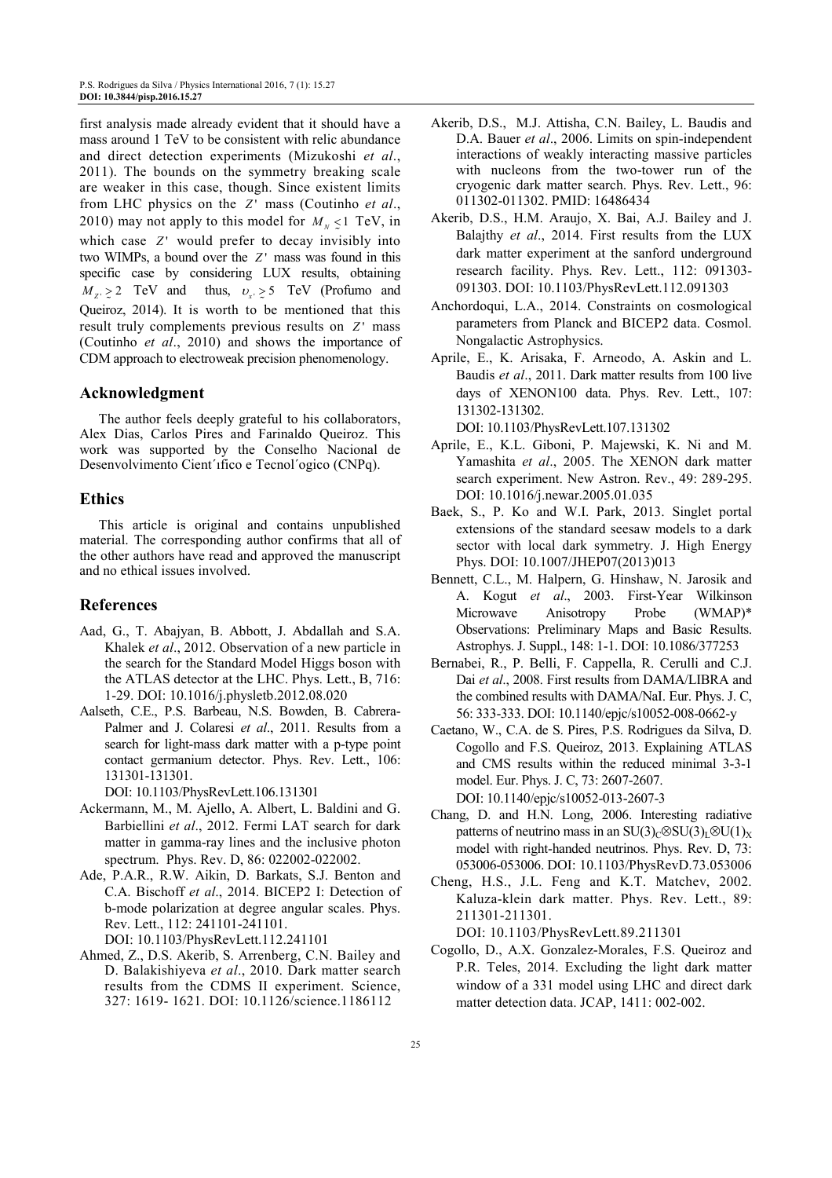first analysis made already evident that it should have a mass around 1 TeV to be consistent with relic abundance and direct detection experiments (Mizukoshi *et al*., 2011). The bounds on the symmetry breaking scale are weaker in this case, though. Since existent limits from LHC physics on the $Z'$ mass (Coutinho *et al*., 2010) may not apply to this model for $M_N \lesssim 1$ TeV, in which case $Z'$ would prefer to decay invisibly into two WIMPs, a bound over the $Z'$ mass was found in this specific case by considering LUX results, obtaining $M_{Z'} \gtrsim 2$ TeV and thus, $\upsilon_{\chi'} \gtrsim 5$ TeV (Profumo and Queiroz, 2014). It is worth to be mentioned that this result truly complements previous results on $Z'$ mass (Coutinho *et al*., 2010) and shows the importance of CDM approach to electroweak precision phenomenology.

## Acknowledgment

The author feels deeply grateful to his collaborators, Alex Dias, Carlos Pires and Farinaldo Queiroz. This work was supported by the Conselho Nacional de Desenvolvimento Cient´ıfico e Tecnol´ogico (CNPq).

## Ethics

This article is original and contains unpublished material. The corresponding author confirms that all of the other authors have read and approved the manuscript and no ethical issues involved.

## References

Aad, G., T. Abajyan, B. Abbott, J. Abdallah and S.A. Khalek *et al*., 2012. Observation of a new particle in the search for the Standard Model Higgs boson with the ATLAS detector at the LHC. Phys. Lett., B, 716: 1-29. DOI: 10.1016/j.physletb.2012.08.020

Aalseth, C.E., P.S. Barbeau, N.S. Bowden, B. Cabrera-Palmer and J. Colaresi *et al*., 2011. Results from a search for light-mass dark matter with a p-type point contact germanium detector. Phys. Rev. Lett., 106: 131301-131301. DOI: 10.1103/PhysRevLett.106.131301

Ackermann, M., M. Ajello, A. Albert, L. Baldini and G. Barbiellini *et al*., 2012. Fermi LAT search for dark matter in gamma-ray lines and the inclusive photon spectrum. Phys. Rev. D, 86: 022002-022002.

Ade, P.A.R., R.W. Aikin, D. Barkats, S.J. Benton and C.A. Bischoff *et al*., 2014. BICEP2 I: Detection of b-mode polarization at degree angular scales. Phys. Rev. Lett., 112: 241101-241101. DOI: 10.1103/PhysRevLett.112.241101

Ahmed, Z., D.S. Akerib, S. Arrenberg, C.N. Bailey and D. Balakishiyeva *et al*., 2010. Dark matter search results from the CDMS II experiment. Science, 327: 1619- 1621. DOI: 10.1126/science.1186112

Akerib, D.S., M.J. Attisha, C.N. Bailey, L. Baudis and D.A. Bauer *et al*., 2006. Limits on spin-independent interactions of weakly interacting massive particles with nucleons from the two-tower run of the cryogenic dark matter search. Phys. Rev. Lett., 96: 011302-011302. PMID: 16486434

Akerib, D.S., H.M. Araujo, X. Bai, A.J. Bailey and J. Balajthy *et al*., 2014. First results from the LUX dark matter experiment at the sanford underground research facility. Phys. Rev. Lett., 112: 091303-091303. DOI: 10.1103/PhysRevLett.112.091303

Anchordoqui, L.A., 2014. Constraints on cosmological parameters from Planck and BICEP2 data. Cosmol. Nongalactic Astrophysics.

Aprile, E., K. Arisaka, F. Arneodo, A. Askin and L. Baudis *et al*., 2011. Dark matter results from 100 live days of XENON100 data. Phys. Rev. Lett., 107: 131302-131302. DOI: 10.1103/PhysRevLett.107.131302

Aprile, E., K.L. Giboni, P. Majewski, K. Ni and M. Yamashita *et al*., 2005. The XENON dark matter search experiment. New Astron. Rev., 49: 289-295. DOI: 10.1016/j.newar.2005.01.035

Baek, S., P. Ko and W.I. Park, 2013. Singlet portal extensions of the standard seesaw models to a dark sector with local dark symmetry. J. High Energy Phys. DOI: 10.1007/JHEP07(2013)013

Bennett, C.L., M. Halpern, G. Hinshaw, N. Jarosik and A. Kogut *et al*., 2003. First-Year Wilkinson Microwave Anisotropy Probe (WMAP)* Observations: Preliminary Maps and Basic Results. Astrophys. J. Suppl., 148: 1-1. DOI: 10.1086/377253

Bernabei, R., P. Belli, F. Cappella, R. Cerulli and C.J. Dai *et al*., 2008. First results from DAMA/LIBRA and the combined results with DAMA/NaI. Eur. Phys. J. C, 56: 333-333. DOI: 10.1140/epjc/s10052-008-0662-y

Caetano, W., C.A. de S. Pires, P.S. Rodrigues da Silva, D. Cogollo and F.S. Queiroz, 2013. Explaining ATLAS and CMS results within the reduced minimal 3-3-1 model. Eur. Phys. J. C, 73: 2607-2607. DOI: 10.1140/epjc/s10052-013-2607-3

Chang, D. and H.N. Long, 2006. Interesting radiative patterns of neutrino mass in an $SU(3)_C \otimes SU(3)_L \otimes U(1)_X$ model with right-handed neutrinos. Phys. Rev. D, 73: 053006-053006. DOI: 10.1103/PhysRevD.73.053006

Cheng, H.S., J.L. Feng and K.T. Matchev, 2002. Kaluza-klein dark matter. Phys. Rev. Lett., 89: 211301-211301. DOI: 10.1103/PhysRevLett.89.211301

Cogollo, D., A.X. Gonzalez-Morales, F.S. Queiroz and P.R. Teles, 2014. Excluding the light dark matter window of a 331 model using LHC and direct dark matter detection data. JCAP, 1411: 002-002.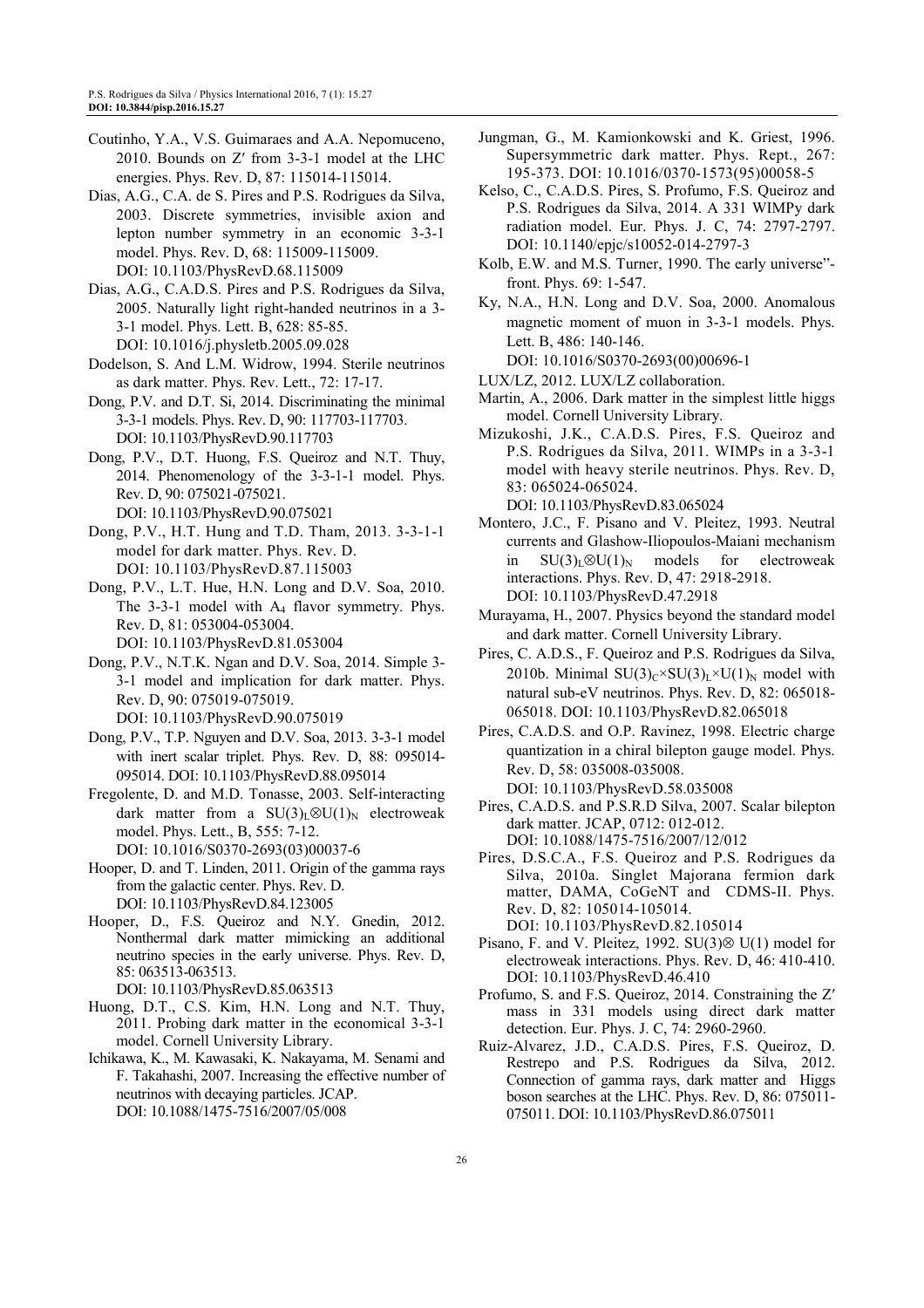Coutinho, Y.A., V.S. Guimaraes and A.A. Nepomuceno, 2010. Bounds on Z′ from 3-3-1 model at the LHC energies. Phys. Rev. D, 87: 115014-115014.

Dias, A.G., C.A. de S. Pires and P.S. Rodrigues da Silva, 2003. Discrete symmetries, invisible axion and lepton number symmetry in an economic 3-3-1 model. Phys. Rev. D, 68: 115009-115009. DOI: 10.1103/PhysRevD.68.115009

Dias, A.G., C.A.D.S. Pires and P.S. Rodrigues da Silva, 2005. Naturally light right-handed neutrinos in a 3-3-1 model. Phys. Lett. B, 628: 85-85. DOI: 10.1016/j.physletb.2005.09.028

Dodelson, S. And L.M. Widrow, 1994. Sterile neutrinos as dark matter. Phys. Rev. Lett., 72: 17-17.

Dong, P.V. and D.T. Si, 2014. Discriminating the minimal 3-3-1 models. Phys. Rev. D, 90: 117703-117703. DOI: 10.1103/PhysRevD.90.117703

Dong, P.V., D.T. Huong, F.S. Queiroz and N.T. Thuy, 2014. Phenomenology of the 3-3-1-1 model. Phys. Rev. D, 90: 075021-075021. DOI: 10.1103/PhysRevD.90.075021

Dong, P.V., H.T. Hung and T.D. Tham, 2013. 3-3-1-1 model for dark matter. Phys. Rev. D. DOI: 10.1103/PhysRevD.87.115003

Dong, P.V., L.T. Hue, H.N. Long and D.V. Soa, 2010. The 3-3-1 model with $A_4$ flavor symmetry. Phys. Rev. D, 81: 053004-053004. DOI: 10.1103/PhysRevD.81.053004

Dong, P.V., N.T.K. Ngan and D.V. Soa, 2014. Simple 3-3-1 model and implication for dark matter. Phys. Rev. D, 90: 075019-075019. DOI: 10.1103/PhysRevD.90.075019

Dong, P.V., T.P. Nguyen and D.V. Soa, 2013. 3-3-1 model with inert scalar triplet. Phys. Rev. D, 88: 095014-095014. DOI: 10.1103/PhysRevD.88.095014

Fregolente, D. and M.D. Tonasse, 2003. Self-interacting dark matter from a $SU(3)_L \otimes U(1)_N$ electroweak model. Phys. Lett., B, 555: 7-12. DOI: 10.1016/S0370-2693(03)00037-6

Hooper, D. and T. Linden, 2011. Origin of the gamma rays from the galactic center. Phys. Rev. D. DOI: 10.1103/PhysRevD.84.123005

Hooper, D., F.S. Queiroz and N.Y. Gnedin, 2012. Nonthermal dark matter mimicking an additional neutrino species in the early universe. Phys. Rev. D, 85: 063513-063513. DOI: 10.1103/PhysRevD.85.063513

Huong, D.T., C.S. Kim, H.N. Long and N.T. Thuy, 2011. Probing dark matter in the economical 3-3-1 model. Cornell University Library.

Ichikawa, K., M. Kawasaki, K. Nakayama, M. Senami and F. Takahashi, 2007. Increasing the effective number of neutrinos with decaying particles. JCAP. DOI: 10.1088/1475-7516/2007/05/008

Jungman, G., M. Kamionkowski and K. Griest, 1996. Supersymmetric dark matter. Phys. Rept., 267: 195-373. DOI: 10.1016/0370-1573(95)00058-5

Kelso, C., C.A.D.S. Pires, S. Profumo, F.S. Queiroz and P.S. Rodrigues da Silva, 2014. A 331 WIMPy dark radiation model. Eur. Phys. J. C, 74: 2797-2797. DOI: 10.1140/epjc/s10052-014-2797-3

Kolb, E.W. and M.S. Turner, 1990. The early universe"-front. Phys. 69: 1-547.

Ky, N.A., H.N. Long and D.V. Soa, 2000. Anomalous magnetic moment of muon in 3-3-1 models. Phys. Lett. B, 486: 140-146. DOI: 10.1016/S0370-2693(00)00696-1

LUX/LZ, 2012. LUX/LZ collaboration.

Martin, A., 2006. Dark matter in the simplest little higgs model. Cornell University Library.

Mizukoshi, J.K., C.A.D.S. Pires, F.S. Queiroz and P.S. Rodrigues da Silva, 2011. WIMPs in a 3-3-1 model with heavy sterile neutrinos. Phys. Rev. D, 83: 065024-065024. DOI: 10.1103/PhysRevD.83.065024

Montero, J.C., F. Pisano and V. Pleitez, 1993. Neutral currents and Glashow-Iliopoulos-Maiani mechanism in $SU(3)_L \otimes U(1)_N$ models for electroweak interactions. Phys. Rev. D, 47: 2918-2918. DOI: 10.1103/PhysRevD.47.2918

Murayama, H., 2007. Physics beyond the standard model and dark matter. Cornell University Library.

Pires, C. A.D.S., F. Queiroz and P.S. Rodrigues da Silva, 2010b. Minimal $SU(3)_C \times SU(3)_L \times U(1)_N$ model with natural sub-eV neutrinos. Phys. Rev. D, 82: 065018-065018. DOI: 10.1103/PhysRevD.82.065018

Pires, C.A.D.S. and O.P. Ravinez, 1998. Electric charge quantization in a chiral bilepton gauge model. Phys. Rev. D, 58: 035008-035008. DOI: 10.1103/PhysRevD.58.035008

Pires, C.A.D.S. and P.S.R.D Silva, 2007. Scalar bilepton dark matter. JCAP, 0712: 012-012. DOI: 10.1088/1475-7516/2007/12/012

Pires, D.S.C.A., F.S. Queiroz and P.S. Rodrigues da Silva, 2010a. Singlet Majorana fermion dark matter, DAMA, CoGeNT and CDMS-II. Phys. Rev. D, 82: 105014-105014. DOI: 10.1103/PhysRevD.82.105014

Pisano, F. and V. Pleitez, 1992. $SU(3) \otimes U(1)$ model for electroweak interactions. Phys. Rev. D, 46: 410-410. DOI: 10.1103/PhysRevD.46.410

Profumo, S. and F.S. Queiroz, 2014. Constraining the Z′ mass in 331 models using direct dark matter detection. Eur. Phys. J. C, 74: 2960-2960.

Ruiz-Alvarez, J.D., C.A.D.S. Pires, F.S. Queiroz, D. Restrepo and P.S. Rodrigues da Silva, 2012. Connection of gamma rays, dark matter and Higgs boson searches at the LHC. Phys. Rev. D, 86: 075011-075011. DOI: 10.1103/PhysRevD.86.075011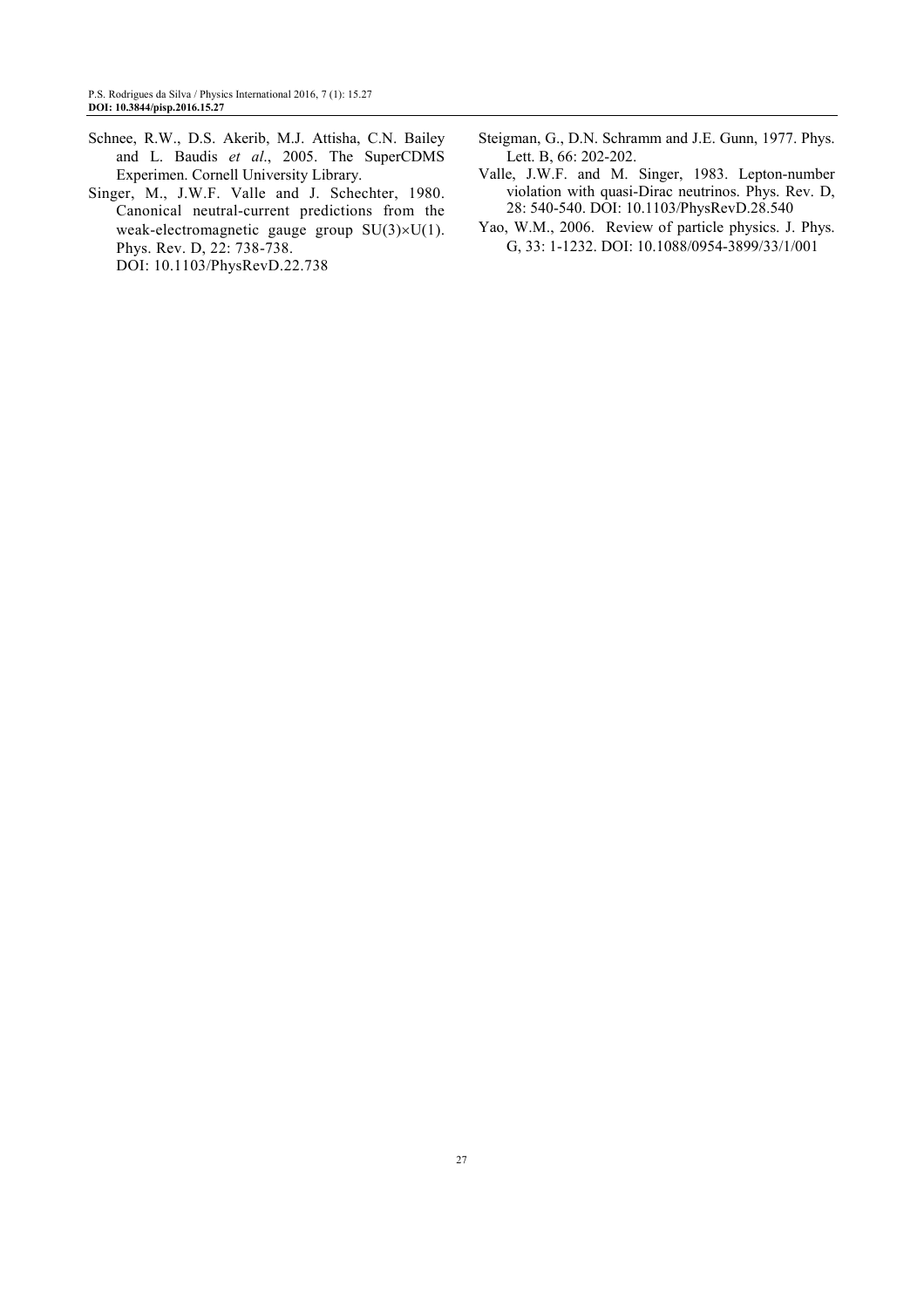Schnee, R.W., D.S. Akerib, M.J. Attisha, C.N. Bailey and L. Baudis *et al*., 2005. The SuperCDMS Experimen. Cornell University Library.

Singer, M., J.W.F. Valle and J. Schechter, 1980. Canonical neutral-current predictions from the weak-electromagnetic gauge group $SU(3)\times U(1)$. Phys. Rev. D, 22: 738-738. DOI: 10.1103/PhysRevD.22.738

Steigman, G., D.N. Schramm and J.E. Gunn, 1977. Phys. Lett. B, 66: 202-202.

Valle, J.W.F. and M. Singer, 1983. Lepton-number violation with quasi-Dirac neutrinos. Phys. Rev. D, 28: 540-540. DOI: 10.1103/PhysRevD.28.540

Yao, W.M., 2006. Review of particle physics. J. Phys. G, 33: 1-1232. DOI: 10.1088/0954-3899/33/1/001